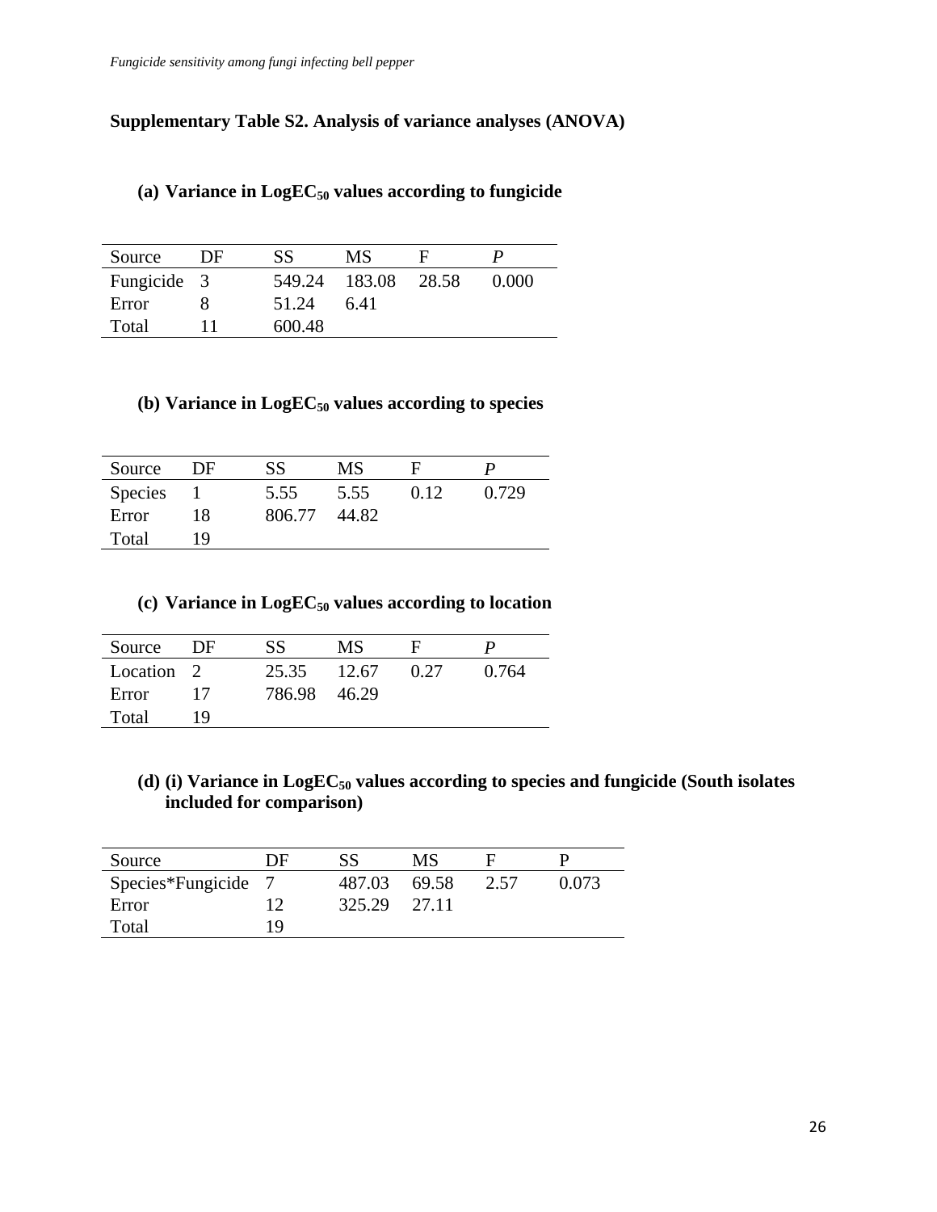## Supplementary Table S2. Analysis of variance analyses (ANOVA)

### (a) Variance in $LogEC_{50}$ values according to fungicide

| Source | DF | SS | MS | F | *P* |
|---|---|---|---|---|---|
| Fungicide | 3 | 549.24 | 183.08 | 28.58 | 0.000 |
| Error | 8 | 51.24 | 6.41 | | |
| Total | 11 | 600.48 | | | |

### (b) Variance in $LogEC_{50}$ values according to species

| Source | DF | SS | MS | F | *P* |
|---|---|---|---|---|---|
| Species | 1 | 5.55 | 5.55 | 0.12 | 0.729 |
| Error | 18 | 806.77 | 44.82 | | |
| Total | 19 | | | | |

### (c) Variance in $LogEC_{50}$ values according to location

| Source | DF | SS | MS | F | *P* |
|---|---|---|---|---|---|
| Location | 2 | 25.35 | 12.67 | 0.27 | 0.764 |
| Error | 17 | 786.98 | 46.29 | | |
| Total | 19 | | | | |

### (d) (i) Variance in $LogEC_{50}$ values according to species and fungicide (South isolates included for comparison)

| Source | DF | SS | MS | F | P |
|---|---|---|---|---|---|
| Species*Fungicide | 7 | 487.03 | 69.58 | 2.57 | 0.073 |
| Error | 12 | 325.29 | 27.11 | | |
| Total | 19 | | | | |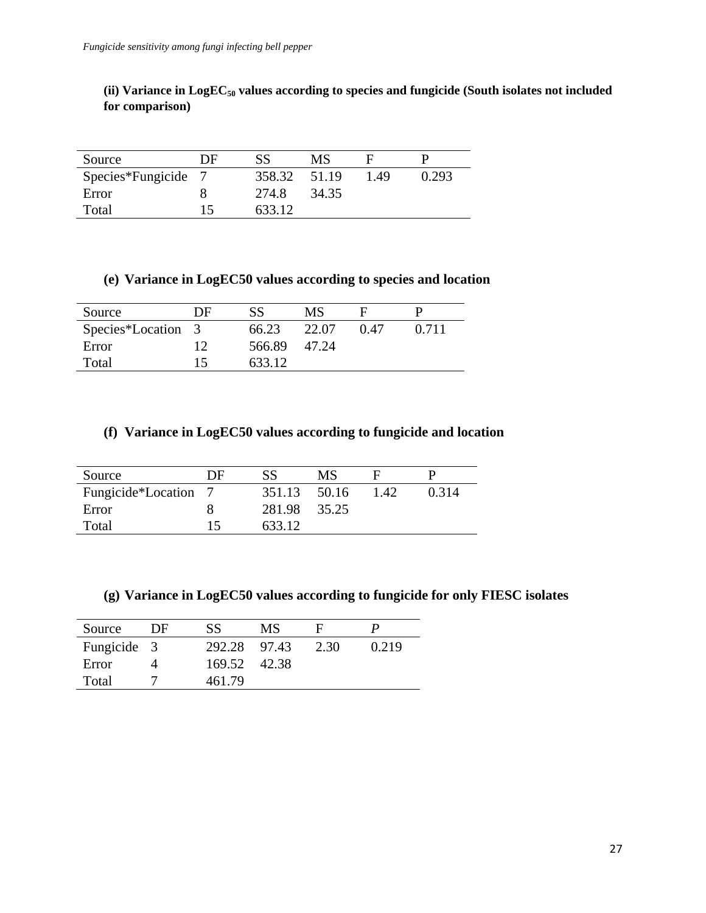**(ii) Variance in Log$EC_{50}$ values according to species and fungicide (South isolates not included for comparison)**

| Source | DF | SS | MS | F | P |
|---|---|---|---|---|---|
| Species*Fungicide | 7 | 358.32 | 51.19 | 1.49 | 0.293 |
| Error | 8 | 274.8 | 34.35 | | |
| Total | 15 | 633.12 | | | |

**(e) Variance in LogEC50 values according to species and location**

| Source | DF | SS | MS | F | P |
|---|---|---|---|---|---|
| Species*Location | 3 | 66.23 | 22.07 | 0.47 | 0.711 |
| Error | 12 | 566.89 | 47.24 | | |
| Total | 15 | 633.12 | | | |

**(f) Variance in LogEC50 values according to fungicide and location**

| Source | DF | SS | MS | F | P |
|---|---|---|---|---|---|
| Fungicide*Location | 7 | 351.13 | 50.16 | 1.42 | 0.314 |
| Error | 8 | 281.98 | 35.25 | | |
| Total | 15 | 633.12 | | | |

**(g) Variance in LogEC50 values according to fungicide for only FIESC isolates**

| Source | DF | SS | MS | F | *P* |
|---|---|---|---|---|---|
| Fungicide | 3 | 292.28 | 97.43 | 2.30 | 0.219 |
| Error | 4 | 169.52 | 42.38 | | |
| Total | 7 | 461.79 | | | |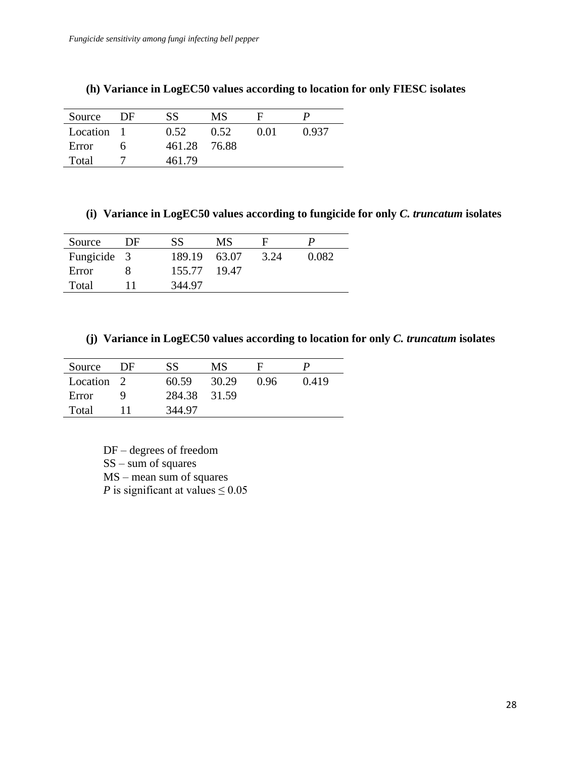**(h) Variance in LogEC50 values according to location for only FIESC isolates**

| Source | DF | SS | MS | F | *P* |
|---|---|---|---|---|---|
| Location | 1 | 0.52 | 0.52 | 0.01 | 0.937 |
| Error | 6 | 461.28 | 76.88 | | |
| Total | 7 | 461.79 | | | |

**(i) Variance in LogEC50 values according to fungicide for only *C. truncatum* isolates**

| Source | DF | SS | MS | F | *P* |
|---|---|---|---|---|---|
| Fungicide | 3 | 189.19 | 63.07 | 3.24 | 0.082 |
| Error | 8 | 155.77 | 19.47 | | |
| Total | 11 | 344.97 | | | |

**(j) Variance in LogEC50 values according to location for only *C. truncatum* isolates**

| Source | DF | SS | MS | F | *P* |
|---|---|---|---|---|---|
| Location | 2 | 60.59 | 30.29 | 0.96 | 0.419 |
| Error | 9 | 284.38 | 31.59 | | |
| Total | 11 | 344.97 | | | |

DF – degrees of freedom
SS – sum of squares
MS – mean sum of squares
*P* is significant at values $\leq 0.05$